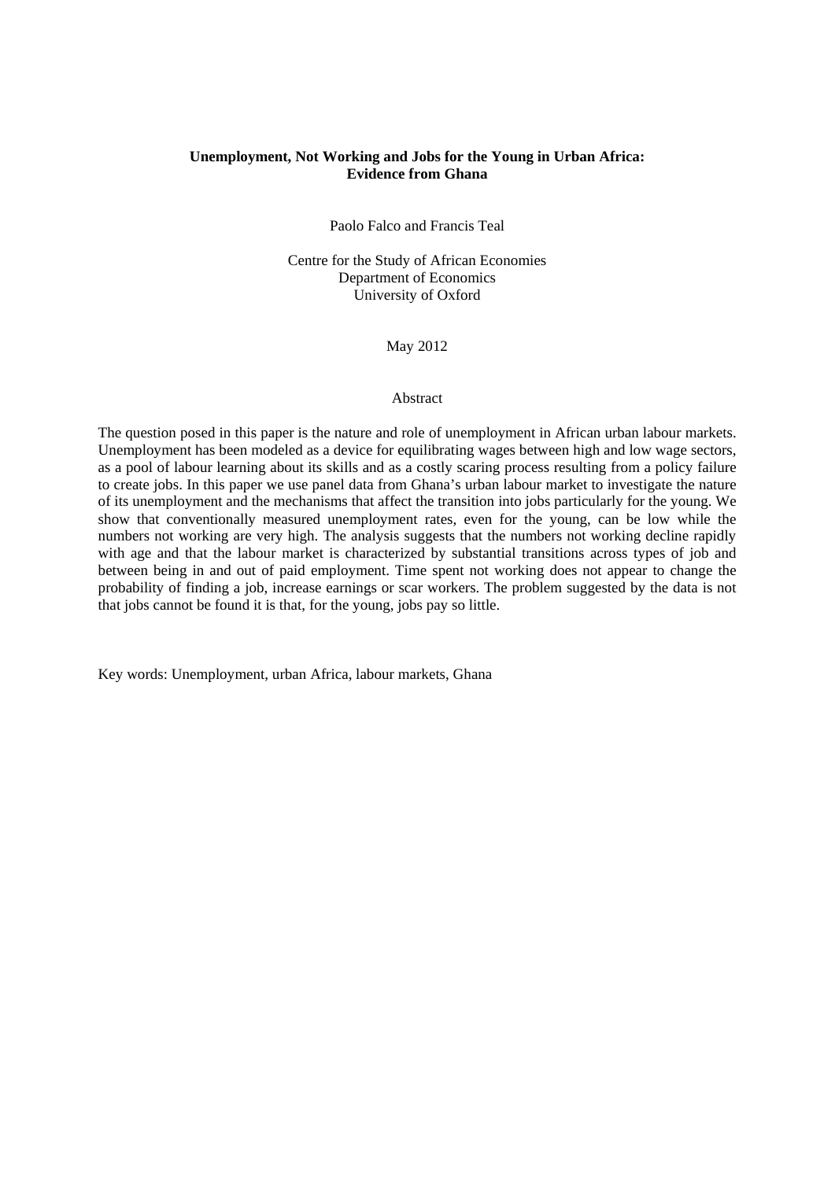# Unemployment, Not Working and Jobs for the Young in Urban Africa: Evidence from Ghana

Paolo Falco and Francis Teal

Centre for the Study of African Economies
Department of Economics
University of Oxford

May 2012

## Abstract

The question posed in this paper is the nature and role of unemployment in African urban labour markets. Unemployment has been modeled as a device for equilibrating wages between high and low wage sectors, as a pool of labour learning about its skills and as a costly scaring process resulting from a policy failure to create jobs. In this paper we use panel data from Ghana's urban labour market to investigate the nature of its unemployment and the mechanisms that affect the transition into jobs particularly for the young. We show that conventionally measured unemployment rates, even for the young, can be low while the numbers not working are very high. The analysis suggests that the numbers not working decline rapidly with age and that the labour market is characterized by substantial transitions across types of job and between being in and out of paid employment. Time spent not working does not appear to change the probability of finding a job, increase earnings or scar workers. The problem suggested by the data is not that jobs cannot be found it is that, for the young, jobs pay so little.

Key words: Unemployment, urban Africa, labour markets, Ghana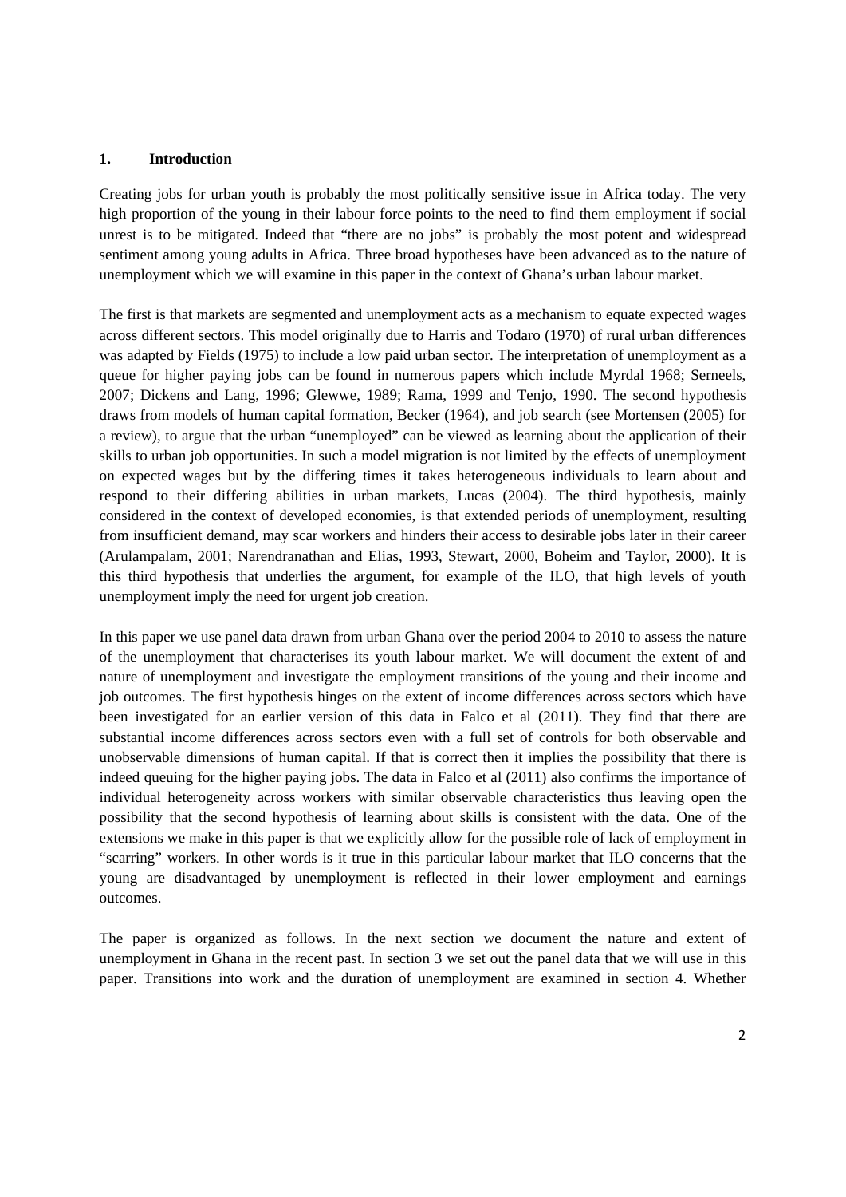## 1. Introduction

Creating jobs for urban youth is probably the most politically sensitive issue in Africa today. The very high proportion of the young in their labour force points to the need to find them employment if social unrest is to be mitigated. Indeed that "there are no jobs" is probably the most potent and widespread sentiment among young adults in Africa. Three broad hypotheses have been advanced as to the nature of unemployment which we will examine in this paper in the context of Ghana's urban labour market.

The first is that markets are segmented and unemployment acts as a mechanism to equate expected wages across different sectors. This model originally due to Harris and Todaro (1970) of rural urban differences was adapted by Fields (1975) to include a low paid urban sector. The interpretation of unemployment as a queue for higher paying jobs can be found in numerous papers which include Myrdal 1968; Serneels, 2007; Dickens and Lang, 1996; Glewwe, 1989; Rama, 1999 and Tenjo, 1990. The second hypothesis draws from models of human capital formation, Becker (1964), and job search (see Mortensen (2005) for a review), to argue that the urban "unemployed" can be viewed as learning about the application of their skills to urban job opportunities. In such a model migration is not limited by the effects of unemployment on expected wages but by the differing times it takes heterogeneous individuals to learn about and respond to their differing abilities in urban markets, Lucas (2004). The third hypothesis, mainly considered in the context of developed economies, is that extended periods of unemployment, resulting from insufficient demand, may scar workers and hinders their access to desirable jobs later in their career (Arulampalam, 2001; Narendranathan and Elias, 1993, Stewart, 2000, Boheim and Taylor, 2000). It is this third hypothesis that underlies the argument, for example of the ILO, that high levels of youth unemployment imply the need for urgent job creation.

In this paper we use panel data drawn from urban Ghana over the period 2004 to 2010 to assess the nature of the unemployment that characterises its youth labour market. We will document the extent of and nature of unemployment and investigate the employment transitions of the young and their income and job outcomes. The first hypothesis hinges on the extent of income differences across sectors which have been investigated for an earlier version of this data in Falco et al (2011). They find that there are substantial income differences across sectors even with a full set of controls for both observable and unobservable dimensions of human capital. If that is correct then it implies the possibility that there is indeed queuing for the higher paying jobs. The data in Falco et al (2011) also confirms the importance of individual heterogeneity across workers with similar observable characteristics thus leaving open the possibility that the second hypothesis of learning about skills is consistent with the data. One of the extensions we make in this paper is that we explicitly allow for the possible role of lack of employment in "scarring" workers. In other words is it true in this particular labour market that ILO concerns that the young are disadvantaged by unemployment is reflected in their lower employment and earnings outcomes.

The paper is organized as follows. In the next section we document the nature and extent of unemployment in Ghana in the recent past. In section 3 we set out the panel data that we will use in this paper. Transitions into work and the duration of unemployment are examined in section 4. Whether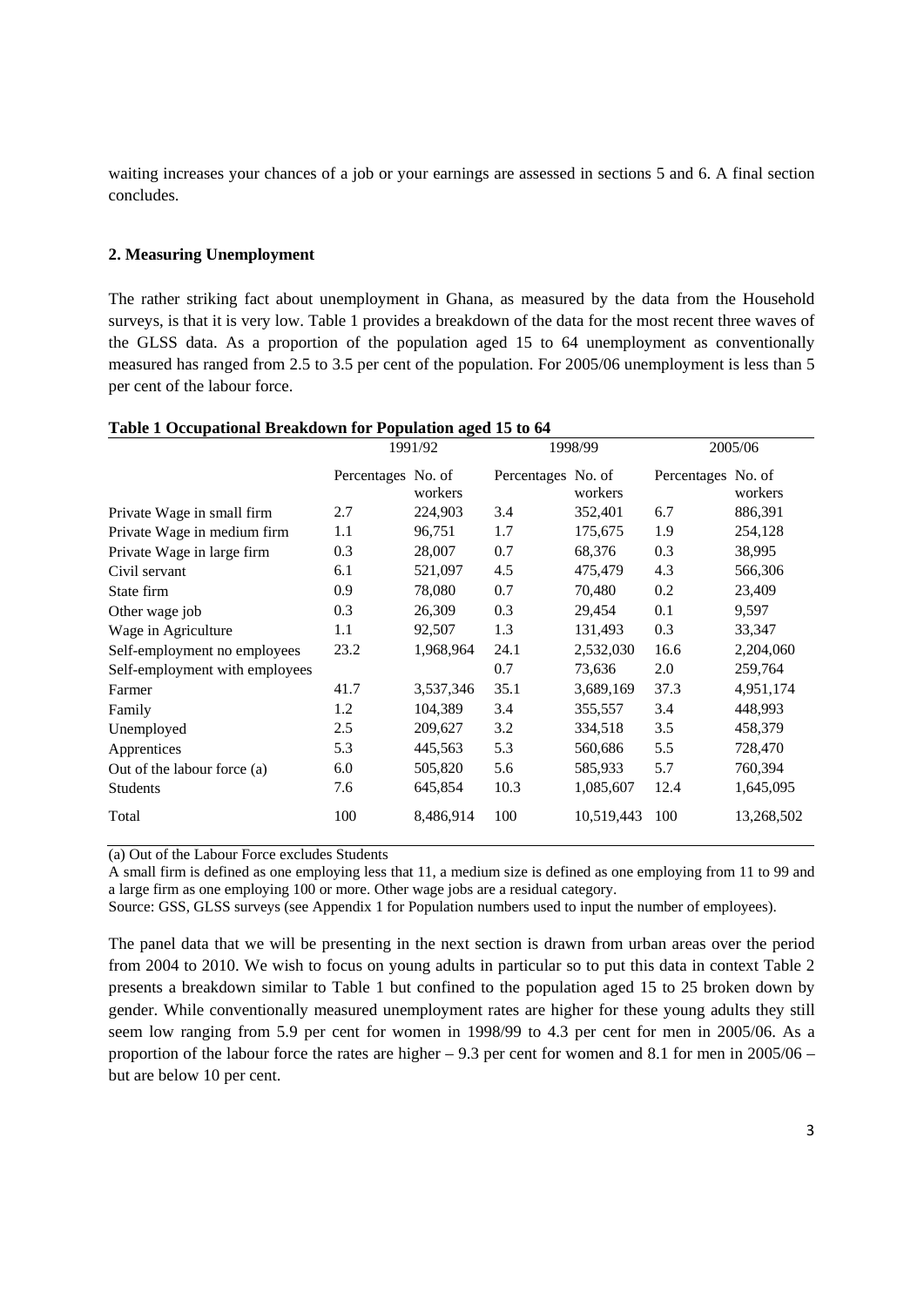waiting increases your chances of a job or your earnings are assessed in sections 5 and 6. A final section concludes.

## 2. Measuring Unemployment

The rather striking fact about unemployment in Ghana, as measured by the data from the Household surveys, is that it is very low. Table 1 provides a breakdown of the data for the most recent three waves of the GLSS data. As a proportion of the population aged 15 to 64 unemployment as conventionally measured has ranged from 2.5 to 3.5 per cent of the population. For 2005/06 unemployment is less than 5 per cent of the labour force.

**Table 1 Occupational Breakdown for Population aged 15 to 64**

| | 1991/92 | | 1998/99 | | 2005/06 | |
|---|---|---|---|---|---|---|
| | Percentages | No. of workers | Percentages | No. of workers | Percentages | No. of workers |
| Private Wage in small firm | 2.7 | 224,903 | 3.4 | 352,401 | 6.7 | 886,391 |
| Private Wage in medium firm | 1.1 | 96,751 | 1.7 | 175,675 | 1.9 | 254,128 |
| Private Wage in large firm | 0.3 | 28,007 | 0.7 | 68,376 | 0.3 | 38,995 |
| Civil servant | 6.1 | 521,097 | 4.5 | 475,479 | 4.3 | 566,306 |
| State firm | 0.9 | 78,080 | 0.7 | 70,480 | 0.2 | 23,409 |
| Other wage job | 0.3 | 26,309 | 0.3 | 29,454 | 0.1 | 9,597 |
| Wage in Agriculture | 1.1 | 92,507 | 1.3 | 131,493 | 0.3 | 33,347 |
| Self-employment no employees | 23.2 | 1,968,964 | 24.1 | 2,532,030 | 16.6 | 2,204,060 |
| Self-employment with employees | | | 0.7 | 73,636 | 2.0 | 259,764 |
| Farmer | 41.7 | 3,537,346 | 35.1 | 3,689,169 | 37.3 | 4,951,174 |
| Family | 1.2 | 104,389 | 3.4 | 355,557 | 3.4 | 448,993 |
| Unemployed | 2.5 | 209,627 | 3.2 | 334,518 | 3.5 | 458,379 |
| Apprentices | 5.3 | 445,563 | 5.3 | 560,686 | 5.5 | 728,470 |
| Out of the labour force (a) | 6.0 | 505,820 | 5.6 | 585,933 | 5.7 | 760,394 |
| Students | 7.6 | 645,854 | 10.3 | 1,085,607 | 12.4 | 1,645,095 |
| Total | 100 | 8,486,914 | 100 | 10,519,443 | 100 | 13,268,502 |

(a) Out of the Labour Force excludes Students

A small firm is defined as one employing less that 11, a medium size is defined as one employing from 11 to 99 and a large firm as one employing 100 or more. Other wage jobs are a residual category.

Source: GSS, GLSS surveys (see Appendix 1 for Population numbers used to input the number of employees).

The panel data that we will be presenting in the next section is drawn from urban areas over the period from 2004 to 2010. We wish to focus on young adults in particular so to put this data in context Table 2 presents a breakdown similar to Table 1 but confined to the population aged 15 to 25 broken down by gender. While conventionally measured unemployment rates are higher for these young adults they still seem low ranging from 5.9 per cent for women in 1998/99 to 4.3 per cent for men in 2005/06. As a proportion of the labour force the rates are higher – 9.3 per cent for women and 8.1 for men in 2005/06 – but are below 10 per cent.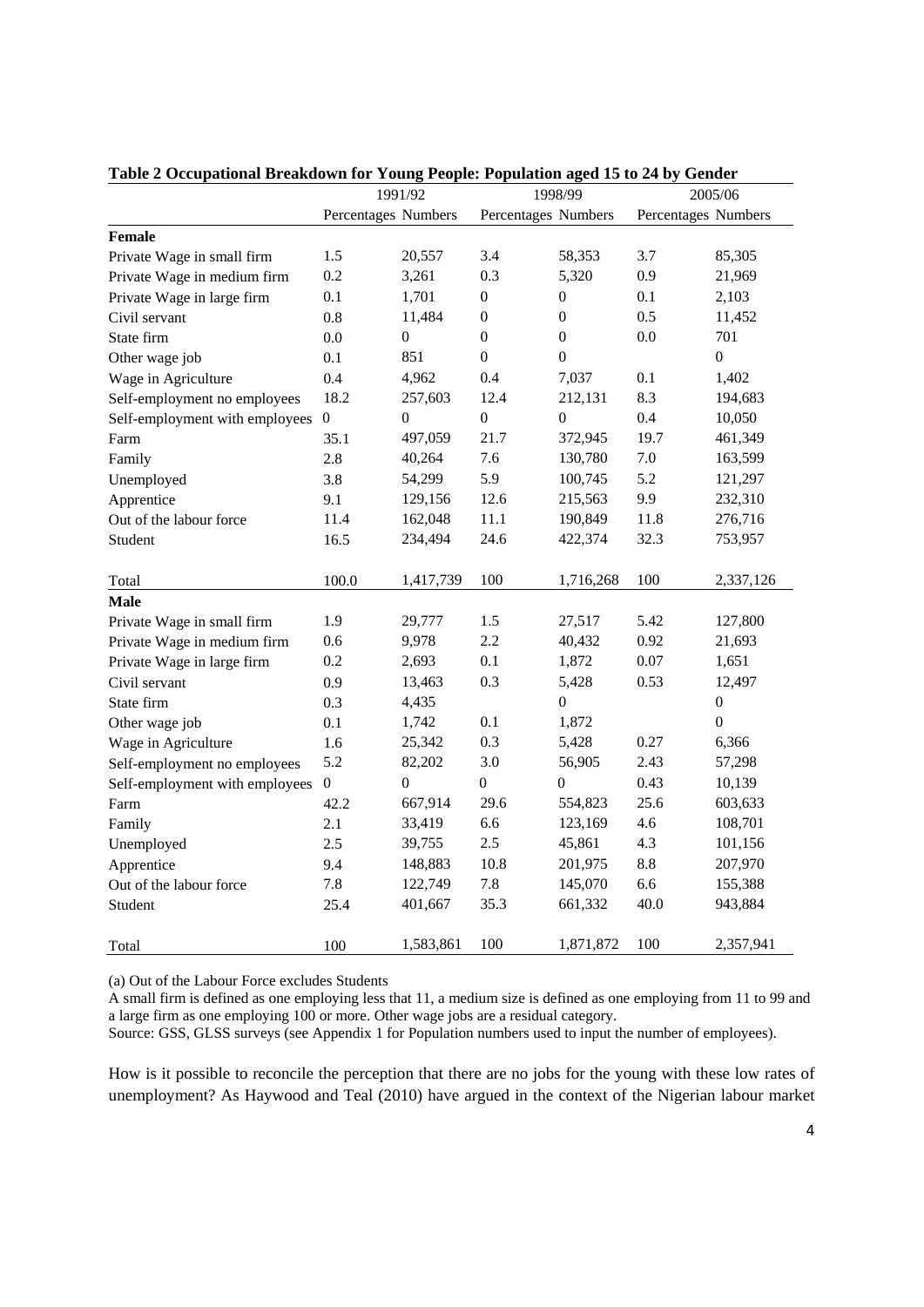**Table 2 Occupational Breakdown for Young People: Population aged 15 to 24 by Gender**

| | 1991/92 | | 1998/99 | | 2005/06 | |
|---|---|---|---|---|---|---|
| | Percentages | Numbers | Percentages | Numbers | Percentages | Numbers |
| **Female** | | | | | | |
| Private Wage in small firm | 1.5 | 20,557 | 3.4 | 58,353 | 3.7 | 85,305 |
| Private Wage in medium firm | 0.2 | 3,261 | 0.3 | 5,320 | 0.9 | 21,969 |
| Private Wage in large firm | 0.1 | 1,701 | 0 | 0 | 0.1 | 2,103 |
| Civil servant | 0.8 | 11,484 | 0 | 0 | 0.5 | 11,452 |
| State firm | 0.0 | 0 | 0 | 0 | 0.0 | 701 |
| Other wage job | 0.1 | 851 | 0 | 0 | | 0 |
| Wage in Agriculture | 0.4 | 4,962 | 0.4 | 7,037 | 0.1 | 1,402 |
| Self-employment no employees | 18.2 | 257,603 | 12.4 | 212,131 | 8.3 | 194,683 |
| Self-employment with employees | 0 | 0 | 0 | 0 | 0.4 | 10,050 |
| Farm | 35.1 | 497,059 | 21.7 | 372,945 | 19.7 | 461,349 |
| Family | 2.8 | 40,264 | 7.6 | 130,780 | 7.0 | 163,599 |
| Unemployed | 3.8 | 54,299 | 5.9 | 100,745 | 5.2 | 121,297 |
| Apprentice | 9.1 | 129,156 | 12.6 | 215,563 | 9.9 | 232,310 |
| Out of the labour force | 11.4 | 162,048 | 11.1 | 190,849 | 11.8 | 276,716 |
| Student | 16.5 | 234,494 | 24.6 | 422,374 | 32.3 | 753,957 |
| Total | 100.0 | 1,417,739 | 100 | 1,716,268 | 100 | 2,337,126 |
| **Male** | | | | | | |
| Private Wage in small firm | 1.9 | 29,777 | 1.5 | 27,517 | 5.42 | 127,800 |
| Private Wage in medium firm | 0.6 | 9,978 | 2.2 | 40,432 | 0.92 | 21,693 |
| Private Wage in large firm | 0.2 | 2,693 | 0.1 | 1,872 | 0.07 | 1,651 |
| Civil servant | 0.9 | 13,463 | 0.3 | 5,428 | 0.53 | 12,497 |
| State firm | 0.3 | 4,435 | | 0 | | 0 |
| Other wage job | 0.1 | 1,742 | 0.1 | 1,872 | | 0 |
| Wage in Agriculture | 1.6 | 25,342 | 0.3 | 5,428 | 0.27 | 6,366 |
| Self-employment no employees | 5.2 | 82,202 | 3.0 | 56,905 | 2.43 | 57,298 |
| Self-employment with employees | 0 | 0 | 0 | 0 | 0.43 | 10,139 |
| Farm | 42.2 | 667,914 | 29.6 | 554,823 | 25.6 | 603,633 |
| Family | 2.1 | 33,419 | 6.6 | 123,169 | 4.6 | 108,701 |
| Unemployed | 2.5 | 39,755 | 2.5 | 45,861 | 4.3 | 101,156 |
| Apprentice | 9.4 | 148,883 | 10.8 | 201,975 | 8.8 | 207,970 |
| Out of the labour force | 7.8 | 122,749 | 7.8 | 145,070 | 6.6 | 155,388 |
| Student | 25.4 | 401,667 | 35.3 | 661,332 | 40.0 | 943,884 |
| Total | 100 | 1,583,861 | 100 | 1,871,872 | 100 | 2,357,941 |

(a) Out of the Labour Force excludes Students

A small firm is defined as one employing less that 11, a medium size is defined as one employing from 11 to 99 and a large firm as one employing 100 or more. Other wage jobs are a residual category.

Source: GSS, GLSS surveys (see Appendix 1 for Population numbers used to input the number of employees).

How is it possible to reconcile the perception that there are no jobs for the young with these low rates of unemployment? As Haywood and Teal (2010) have argued in the context of the Nigerian labour market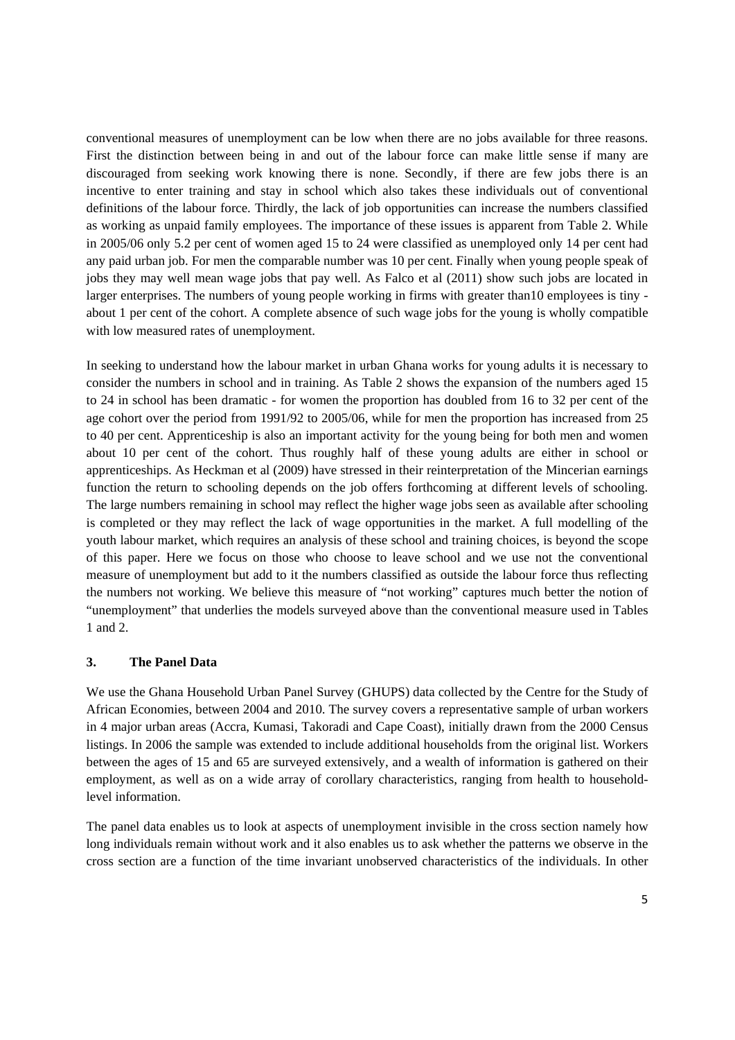conventional measures of unemployment can be low when there are no jobs available for three reasons. First the distinction between being in and out of the labour force can make little sense if many are discouraged from seeking work knowing there is none. Secondly, if there are few jobs there is an incentive to enter training and stay in school which also takes these individuals out of conventional definitions of the labour force. Thirdly, the lack of job opportunities can increase the numbers classified as working as unpaid family employees. The importance of these issues is apparent from Table 2. While in 2005/06 only 5.2 per cent of women aged 15 to 24 were classified as unemployed only 14 per cent had any paid urban job. For men the comparable number was 10 per cent. Finally when young people speak of jobs they may well mean wage jobs that pay well. As Falco et al (2011) show such jobs are located in larger enterprises. The numbers of young people working in firms with greater than10 employees is tiny - about 1 per cent of the cohort. A complete absence of such wage jobs for the young is wholly compatible with low measured rates of unemployment.

In seeking to understand how the labour market in urban Ghana works for young adults it is necessary to consider the numbers in school and in training. As Table 2 shows the expansion of the numbers aged 15 to 24 in school has been dramatic - for women the proportion has doubled from 16 to 32 per cent of the age cohort over the period from 1991/92 to 2005/06, while for men the proportion has increased from 25 to 40 per cent. Apprenticeship is also an important activity for the young being for both men and women about 10 per cent of the cohort. Thus roughly half of these young adults are either in school or apprenticeships. As Heckman et al (2009) have stressed in their reinterpretation of the Mincerian earnings function the return to schooling depends on the job offers forthcoming at different levels of schooling. The large numbers remaining in school may reflect the higher wage jobs seen as available after schooling is completed or they may reflect the lack of wage opportunities in the market. A full modelling of the youth labour market, which requires an analysis of these school and training choices, is beyond the scope of this paper. Here we focus on those who choose to leave school and we use not the conventional measure of unemployment but add to it the numbers classified as outside the labour force thus reflecting the numbers not working. We believe this measure of "not working" captures much better the notion of "unemployment" that underlies the models surveyed above than the conventional measure used in Tables 1 and 2.

## 3. The Panel Data

We use the Ghana Household Urban Panel Survey (GHUPS) data collected by the Centre for the Study of African Economies, between 2004 and 2010. The survey covers a representative sample of urban workers in 4 major urban areas (Accra, Kumasi, Takoradi and Cape Coast), initially drawn from the 2000 Census listings. In 2006 the sample was extended to include additional households from the original list. Workers between the ages of 15 and 65 are surveyed extensively, and a wealth of information is gathered on their employment, as well as on a wide array of corollary characteristics, ranging from health to household-level information.

The panel data enables us to look at aspects of unemployment invisible in the cross section namely how long individuals remain without work and it also enables us to ask whether the patterns we observe in the cross section are a function of the time invariant unobserved characteristics of the individuals. In other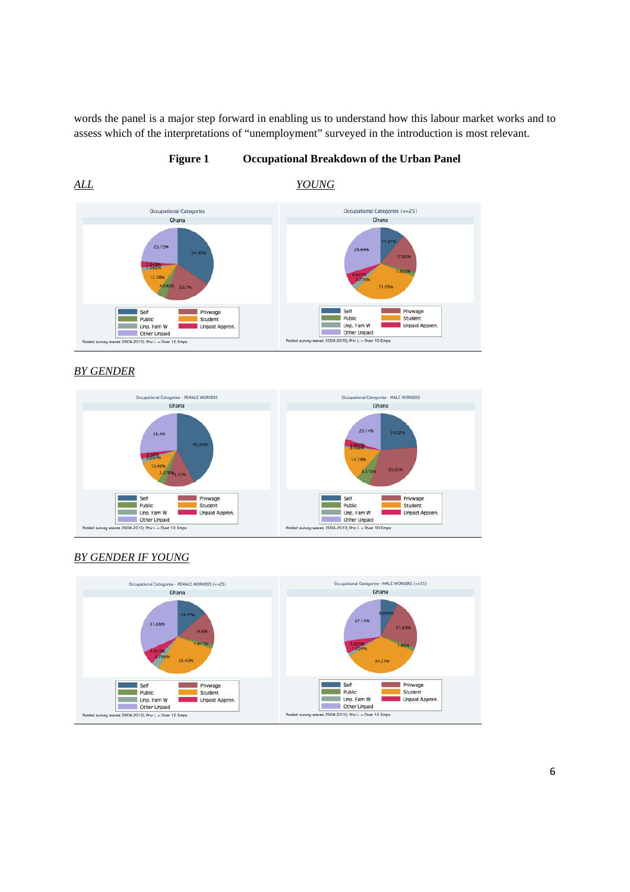words the panel is a major step forward in enabling us to understand how this labour market works and to assess which of the interpretations of "unemployment" surveyed in the introduction is most relevant.

**Figure 1 Occupational Breakdown of the Urban Panel**

*ALL* *YOUNG*

Occupational Categories
Ghana

Occupational Categories (<=25)
Ghana

Self, Privwage, Public, Student, Unp. Fam W, Unpaid Appren., Other Unpaid

Pooled survey waves 2004-2010; Priv L = Over 10 Emps

*BY GENDER*

Occupational Categories - FEMALE WORKERS
Ghana

Occupational Categories - MALE WORKERS
Ghana

Self, Privwage, Public, Student, Unp. Fam W, Unpaid Appren., Other Unpaid

Pooled survey waves 2004-2010; Priv L = Over 10 Emps

*BY GENDER IF YOUNG*

Occupational Categories - FEMALE WORKERS (<=25)
Ghana

Occupational Categories - MALE WORKERS (<=25)
Ghana

Self, Privwage, Public, Student, Unp. Fam W, Unpaid Appren., Other Unpaid

Pooled survey waves 2004-2010; Priv L = Over 10 Emps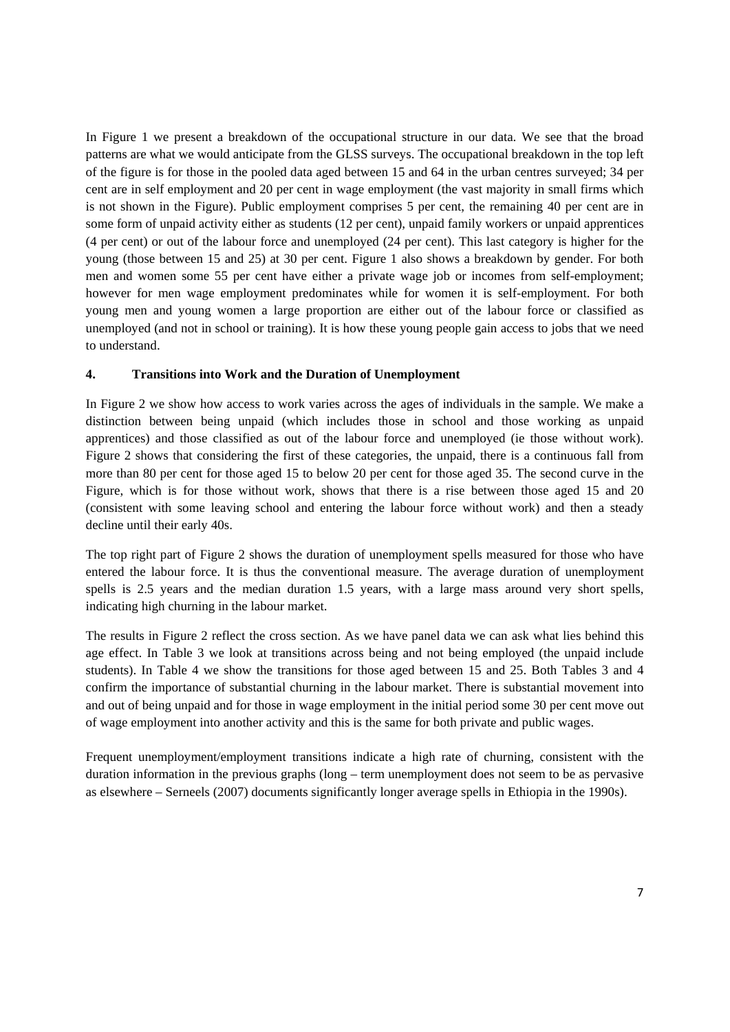In Figure 1 we present a breakdown of the occupational structure in our data. We see that the broad patterns are what we would anticipate from the GLSS surveys. The occupational breakdown in the top left of the figure is for those in the pooled data aged between 15 and 64 in the urban centres surveyed; 34 per cent are in self employment and 20 per cent in wage employment (the vast majority in small firms which is not shown in the Figure). Public employment comprises 5 per cent, the remaining 40 per cent are in some form of unpaid activity either as students (12 per cent), unpaid family workers or unpaid apprentices (4 per cent) or out of the labour force and unemployed (24 per cent). This last category is higher for the young (those between 15 and 25) at 30 per cent. Figure 1 also shows a breakdown by gender. For both men and women some 55 per cent have either a private wage job or incomes from self-employment; however for men wage employment predominates while for women it is self-employment. For both young men and young women a large proportion are either out of the labour force or classified as unemployed (and not in school or training). It is how these young people gain access to jobs that we need to understand.

## 4. Transitions into Work and the Duration of Unemployment

In Figure 2 we show how access to work varies across the ages of individuals in the sample. We make a distinction between being unpaid (which includes those in school and those working as unpaid apprentices) and those classified as out of the labour force and unemployed (ie those without work). Figure 2 shows that considering the first of these categories, the unpaid, there is a continuous fall from more than 80 per cent for those aged 15 to below 20 per cent for those aged 35. The second curve in the Figure, which is for those without work, shows that there is a rise between those aged 15 and 20 (consistent with some leaving school and entering the labour force without work) and then a steady decline until their early 40s.

The top right part of Figure 2 shows the duration of unemployment spells measured for those who have entered the labour force. It is thus the conventional measure. The average duration of unemployment spells is 2.5 years and the median duration 1.5 years, with a large mass around very short spells, indicating high churning in the labour market.

The results in Figure 2 reflect the cross section. As we have panel data we can ask what lies behind this age effect. In Table 3 we look at transitions across being and not being employed (the unpaid include students). In Table 4 we show the transitions for those aged between 15 and 25. Both Tables 3 and 4 confirm the importance of substantial churning in the labour market. There is substantial movement into and out of being unpaid and for those in wage employment in the initial period some 30 per cent move out of wage employment into another activity and this is the same for both private and public wages.

Frequent unemployment/employment transitions indicate a high rate of churning, consistent with the duration information in the previous graphs (long – term unemployment does not seem to be as pervasive as elsewhere – Serneels (2007) documents significantly longer average spells in Ethiopia in the 1990s).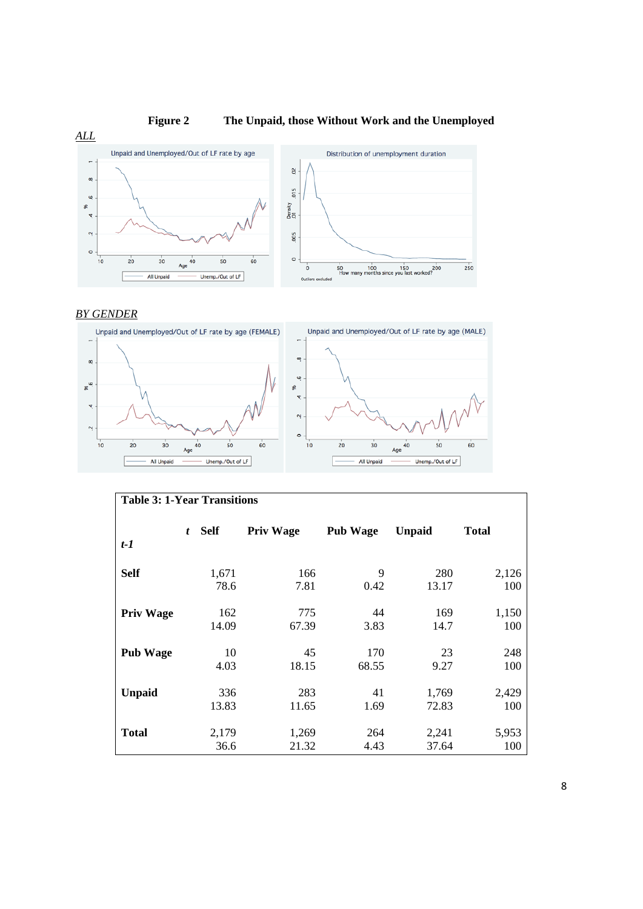**Figure 2 The Unpaid, those Without Work and the Unemployed**

*ALL*

*BY GENDER*

| **Table 3: 1-Year Transitions** | | | | | |
|---|---|---|---|---|---|
| ***t-1*** / ***t*** | **Self** | **Priv Wage** | **Pub Wage** | **Unpaid** | **Total** |
| **Self** | 1,671 | 166 | 9 | 280 | 2,126 |
| | 78.6 | 7.81 | 0.42 | 13.17 | 100 |
| **Priv Wage** | 162 | 775 | 44 | 169 | 1,150 |
| | 14.09 | 67.39 | 3.83 | 14.7 | 100 |
| **Pub Wage** | 10 | 45 | 170 | 23 | 248 |
| | 4.03 | 18.15 | 68.55 | 9.27 | 100 |
| **Unpaid** | 336 | 283 | 41 | 1,769 | 2,429 |
| | 13.83 | 11.65 | 1.69 | 72.83 | 100 |
| **Total** | 2,179 | 1,269 | 264 | 2,241 | 5,953 |
| | 36.6 | 21.32 | 4.43 | 37.64 | 100 |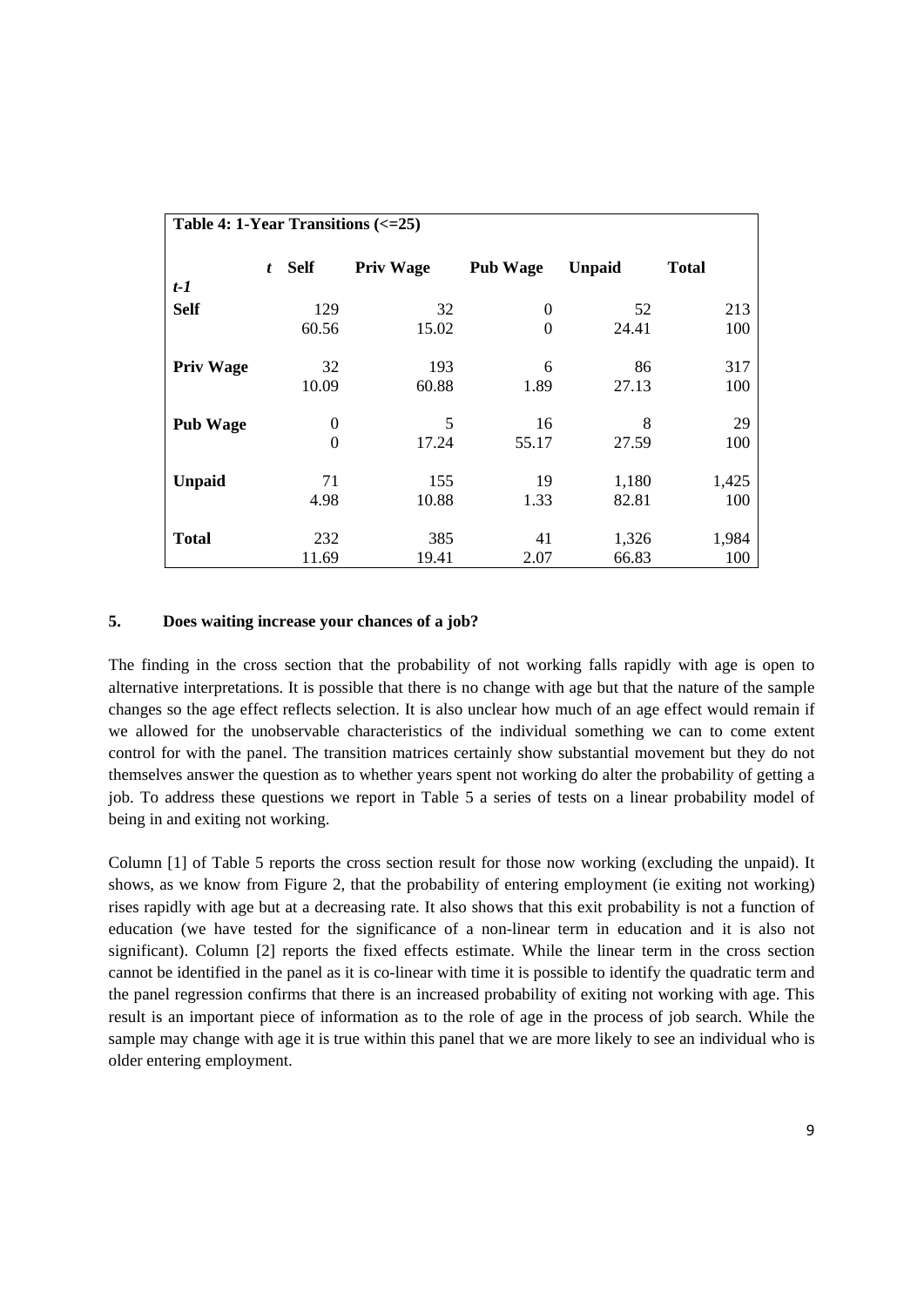**Table 4: 1-Year Transitions (<=25)**

| *t-1* \ *t* | Self | Priv Wage | Pub Wage | Unpaid | Total |
|---|---|---|---|---|---|
| **Self** | 129 | 32 | 0 | 52 | 213 |
| | 60.56 | 15.02 | 0 | 24.41 | 100 |
| **Priv Wage** | 32 | 193 | 6 | 86 | 317 |
| | 10.09 | 60.88 | 1.89 | 27.13 | 100 |
| **Pub Wage** | 0 | 5 | 16 | 8 | 29 |
| | 0 | 17.24 | 55.17 | 27.59 | 100 |
| **Unpaid** | 71 | 155 | 19 | 1,180 | 1,425 |
| | 4.98 | 10.88 | 1.33 | 82.81 | 100 |
| **Total** | 232 | 385 | 41 | 1,326 | 1,984 |
| | 11.69 | 19.41 | 2.07 | 66.83 | 100 |

## 5. Does waiting increase your chances of a job?

The finding in the cross section that the probability of not working falls rapidly with age is open to alternative interpretations. It is possible that there is no change with age but that the nature of the sample changes so the age effect reflects selection. It is also unclear how much of an age effect would remain if we allowed for the unobservable characteristics of the individual something we can to come extent control for with the panel. The transition matrices certainly show substantial movement but they do not themselves answer the question as to whether years spent not working do alter the probability of getting a job. To address these questions we report in Table 5 a series of tests on a linear probability model of being in and exiting not working.

Column [1] of Table 5 reports the cross section result for those now working (excluding the unpaid). It shows, as we know from Figure 2, that the probability of entering employment (ie exiting not working) rises rapidly with age but at a decreasing rate. It also shows that this exit probability is not a function of education (we have tested for the significance of a non-linear term in education and it is also not significant). Column [2] reports the fixed effects estimate. While the linear term in the cross section cannot be identified in the panel as it is co-linear with time it is possible to identify the quadratic term and the panel regression confirms that there is an increased probability of exiting not working with age. This result is an important piece of information as to the role of age in the process of job search. While the sample may change with age it is true within this panel that we are more likely to see an individual who is older entering employment.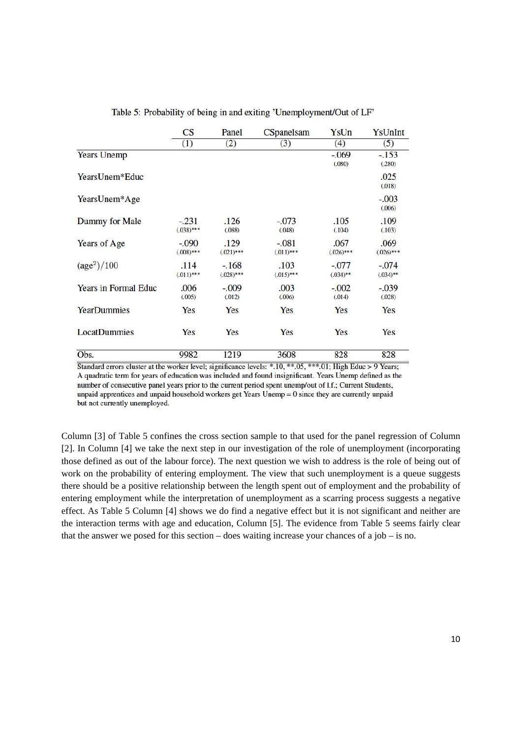Table 5: Probability of being in and exiting 'Unemployment/Out of LF'

| | CS | Panel | CSpanelsam | YsUn | YsUnInt |
|---|---|---|---|---|---|
| | (1) | (2) | (3) | (4) | (5) |
| Years Unemp | | | | -.069 | -.153 |
| | | | | (.080) | (.280) |
| YearsUnem*Educ | | | | | .025 |
| | | | | | (.018) |
| YearsUnem*Age | | | | | -.003 |
| | | | | | (.006) |
| Dummy for Male | -.231 | .126 | -.073 | .105 | .109 |
| | (.038)*** | (.088) | (.048) | (.104) | (.103) |
| Years of Age | -.090 | .129 | -.081 | .067 | .069 |
| | (.008)*** | (.021)*** | (.011)*** | (.026)*** | (.026)*** |
| $(\text{age}^2)/100$ | .114 | -.168 | .103 | -.077 | -.074 |
| | (.011)*** | (.028)*** | (.015)*** | (.034)** | (.034)** |
| Years in Formal Educ | .006 | -.009 | .003 | -.002 | -.039 |
| | (.005) | (.012) | (.006) | (.014) | (.028) |
| YearDummies | Yes | Yes | Yes | Yes | Yes |
| LocatDummies | Yes | Yes | Yes | Yes | Yes |
| Obs. | 9982 | 1219 | 3608 | 828 | 828 |

Standard errors cluster at the worker level; significance levels: *.10, **.05, ***.01; High Educ > 9 Years; A quadratic term for years of education was included and found insignificant. Years Unemp defined as the number of consecutive panel years prior to the current period spent unemp/out of l.f.; Current Students, unpaid apprentices and unpaid household workers get Years Unemp = 0 since they are currently unpaid but not currently unemployed.

Column [3] of Table 5 confines the cross section sample to that used for the panel regression of Column [2]. In Column [4] we take the next step in our investigation of the role of unemployment (incorporating those defined as out of the labour force). The next question we wish to address is the role of being out of work on the probability of entering employment. The view that such unemployment is a queue suggests there should be a positive relationship between the length spent out of employment and the probability of entering employment while the interpretation of unemployment as a scarring process suggests a negative effect. As Table 5 Column [4] shows we do find a negative effect but it is not significant and neither are the interaction terms with age and education, Column [5]. The evidence from Table 5 seems fairly clear that the answer we posed for this section – does waiting increase your chances of a job – is no.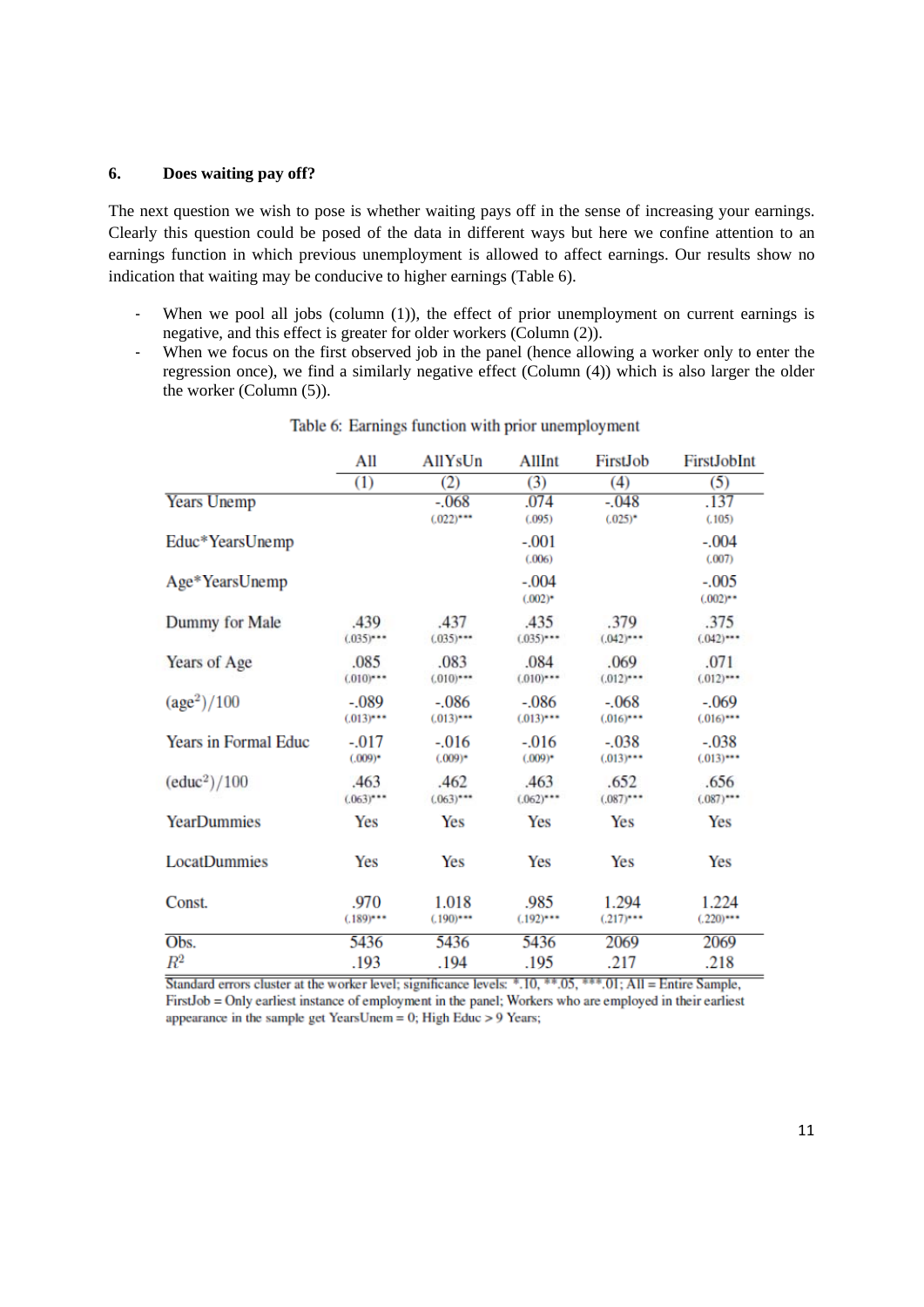## 6. Does waiting pay off?

The next question we wish to pose is whether waiting pays off in the sense of increasing your earnings. Clearly this question could be posed of the data in different ways but here we confine attention to an earnings function in which previous unemployment is allowed to affect earnings. Our results show no indication that waiting may be conducive to higher earnings (Table 6).

- When we pool all jobs (column (1)), the effect of prior unemployment on current earnings is negative, and this effect is greater for older workers (Column (2)).
- When we focus on the first observed job in the panel (hence allowing a worker only to enter the regression once), we find a similarly negative effect (Column (4)) which is also larger the older the worker (Column (5)).

Table 6: Earnings function with prior unemployment

| | All | AllYsUn | AllInt | FirstJob | FirstJobInt |
|---|---|---|---|---|---|
| | (1) | (2) | (3) | (4) | (5) |
| Years Unemp | | -.068 (.022)*** | .074 (.095) | -.048 (.025)* | .137 (.105) |
| Educ*YearsUnemp | | | -.001 (.006) | | -.004 (.007) |
| Age*YearsUnemp | | | -.004 (.002)* | | -.005 (.002)** |
| Dummy for Male | .439 (.035)*** | .437 (.035)*** | .435 (.035)*** | .379 (.042)*** | .375 (.042)*** |
| Years of Age | .085 (.010)*** | .083 (.010)*** | .084 (.010)*** | .069 (.012)*** | .071 (.012)*** |
| $(age^2)/100$ | -.089 (.013)*** | -.086 (.013)*** | -.086 (.013)*** | -.068 (.016)*** | -.069 (.016)*** |
| Years in Formal Educ | -.017 (.009)* | -.016 (.009)* | -.016 (.009)* | -.038 (.013)*** | -.038 (.013)*** |
| $(educ^2)/100$ | .463 (.063)*** | .462 (.063)*** | .463 (.062)*** | .652 (.087)*** | .656 (.087)*** |
| YearDummies | Yes | Yes | Yes | Yes | Yes |
| LocatDummies | Yes | Yes | Yes | Yes | Yes |
| Const. | .970 (.189)*** | 1.018 (.190)*** | .985 (.192)*** | 1.294 (.217)*** | 1.224 (.220)*** |
| Obs. | 5436 | 5436 | 5436 | 2069 | 2069 |
| $R^2$ | .193 | .194 | .195 | .217 | .218 |

Standard errors cluster at the worker level; significance levels: *.10, **.05, ***.01; All = Entire Sample, FirstJob = Only earliest instance of employment in the panel; Workers who are employed in their earliest appearance in the sample get YearsUnem = 0; High Educ > 9 Years;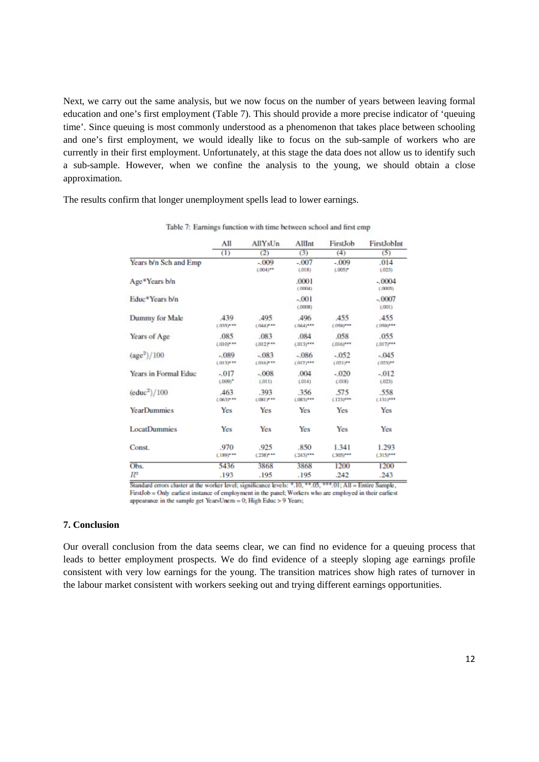Next, we carry out the same analysis, but we now focus on the number of years between leaving formal education and one's first employment (Table 7). This should provide a more precise indicator of 'queuing time'. Since queuing is most commonly understood as a phenomenon that takes place between schooling and one's first employment, we would ideally like to focus on the sub-sample of workers who are currently in their first employment. Unfortunately, at this stage the data does not allow us to identify such a sub-sample. However, when we confine the analysis to the young, we should obtain a close approximation.

The results confirm that longer unemployment spells lead to lower earnings.

Table 7: Earnings function with time between school and first emp

| | All | AllYsUn | AllInt | FirstJob | FirstJobInt |
|---|---|---|---|---|---|
| | (1) | (2) | (3) | (4) | (5) |
| Years b/n Sch and Emp | | -.009 (.004)** | -.007 (.018) | -.009 (.005)* | .014 (.023) |
| Age*Years b/n | | | .0001 (.0004) | | -.0004 (.0005) |
| Educ*Years b/n | | | -.001 (.0008) | | -.0007 (.001) |
| Dummy for Male | .439 (.035)*** | .495 (.044)*** | .496 (.044)*** | .455 (.059)*** | .455 (.059)*** |
| Years of Age | .085 (.010)*** | .083 (.012)*** | .084 (.013)*** | .058 (.016)*** | .055 (.017)*** |
| $(age^2)/100$ | -.089 (.013)*** | -.083 (.016)*** | -.086 (.017)*** | -.052 (.021)** | -.045 (.023)** |
| Years in Formal Educ | -.017 (.009)* | -.008 (.011) | .004 (.014) | -.020 (.018) | -.012 (.023) |
| $(educ^2)/100$ | .463 (.063)*** | .393 (.081)*** | .356 (.083)*** | .575 (.123)*** | .558 (.131)*** |
| YearDummies | Yes | Yes | Yes | Yes | Yes |
| LocatDummies | Yes | Yes | Yes | Yes | Yes |
| Const. | .970 (.189)*** | .925 (.238)*** | .850 (.243)*** | 1.341 (.305)*** | 1.293 (.315)*** |
| Obs. | 5436 | 3868 | 3868 | 1200 | 1200 |
| $R^2$ | .193 | .195 | .195 | .242 | .243 |

Standard errors cluster at the worker level; significance levels: *.10, **.05, ***.01; All = Entire Sample, FirstJob = Only earliest instance of employment in the panel; Workers who are employed in their earliest appearance in the sample get YearsUnem = 0; High Educ > 9 Years;

## 7. Conclusion

Our overall conclusion from the data seems clear, we can find no evidence for a queuing process that leads to better employment prospects. We do find evidence of a steeply sloping age earnings profile consistent with very low earnings for the young. The transition matrices show high rates of turnover in the labour market consistent with workers seeking out and trying different earnings opportunities.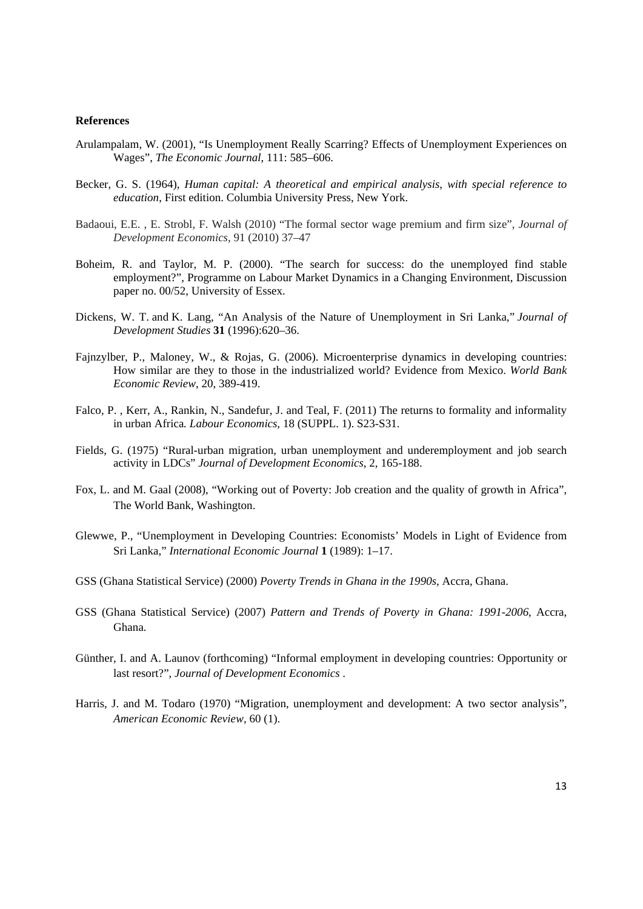**References**

Arulampalam, W. (2001), "Is Unemployment Really Scarring? Effects of Unemployment Experiences on Wages", *The Economic Journal*, 111: 585–606.

Becker, G. S. (1964), *Human capital: A theoretical and empirical analysis, with special reference to education*, First edition. Columbia University Press, New York.

Badaoui, E.E. , E. Strobl, F. Walsh (2010) "The formal sector wage premium and firm size", *Journal of Development Economics*, 91 (2010) 37–47

Boheim, R. and Taylor, M. P. (2000). "The search for success: do the unemployed find stable employment?", Programme on Labour Market Dynamics in a Changing Environment, Discussion paper no. 00/52, University of Essex.

Dickens, W. T. and K. Lang, "An Analysis of the Nature of Unemployment in Sri Lanka," *Journal of Development Studies* **31** (1996):620–36.

Fajnzylber, P., Maloney, W., & Rojas, G. (2006). Microenterprise dynamics in developing countries: How similar are they to those in the industrialized world? Evidence from Mexico. *World Bank Economic Review*, 20, 389-419.

Falco, P. , Kerr, A., Rankin, N., Sandefur, J. and Teal, F. (2011) The returns to formality and informality in urban Africa*. Labour Economics*, 18 (SUPPL. 1). S23-S31.

Fields, G. (1975) "Rural-urban migration, urban unemployment and underemployment and job search activity in LDCs" *Journal of Development Economics*, 2, 165-188.

Fox, L. and M. Gaal (2008), "Working out of Poverty: Job creation and the quality of growth in Africa", The World Bank, Washington.

Glewwe, P., "Unemployment in Developing Countries: Economists' Models in Light of Evidence from Sri Lanka," *International Economic Journal* **1** (1989): 1–17.

GSS (Ghana Statistical Service) (2000) *Poverty Trends in Ghana in the 1990s*, Accra, Ghana.

GSS (Ghana Statistical Service) (2007) *Pattern and Trends of Poverty in Ghana: 1991-2006*, Accra, Ghana.

Günther, I. and A. Launov (forthcoming) "Informal employment in developing countries: Opportunity or last resort?", *Journal of Development Economics* .

Harris, J. and M. Todaro (1970) "Migration, unemployment and development: A two sector analysis", *American Economic Review*, 60 (1).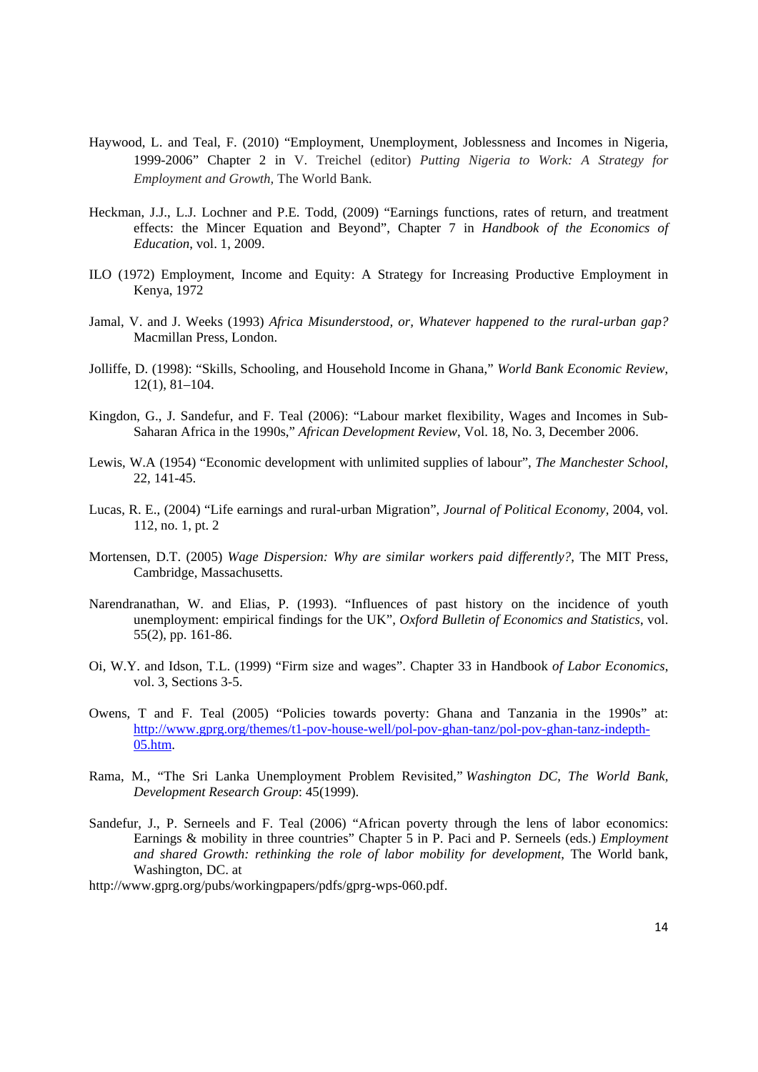Haywood, L. and Teal, F. (2010) "Employment, Unemployment, Joblessness and Incomes in Nigeria, 1999-2006" Chapter 2 in V. Treichel (editor) *Putting Nigeria to Work: A Strategy for Employment and Growth,* The World Bank.

Heckman, J.J., L.J. Lochner and P.E. Todd, (2009) "Earnings functions, rates of return, and treatment effects: the Mincer Equation and Beyond", Chapter 7 in *Handbook of the Economics of Education*, vol. 1, 2009.

ILO (1972) Employment, Income and Equity: A Strategy for Increasing Productive Employment in Kenya, 1972

Jamal, V. and J. Weeks (1993) *Africa Misunderstood, or, Whatever happened to the rural-urban gap?* Macmillan Press, London.

Jolliffe, D. (1998): "Skills, Schooling, and Household Income in Ghana," *World Bank Economic Review*, 12(1), 81–104.

Kingdon, G., J. Sandefur, and F. Teal (2006): "Labour market flexibility, Wages and Incomes in Sub-Saharan Africa in the 1990s," *African Development Review*, Vol. 18, No. 3, December 2006.

Lewis, W.A (1954) "Economic development with unlimited supplies of labour", *The Manchester School*, 22, 141-45.

Lucas, R. E., (2004) "Life earnings and rural-urban Migration", *Journal of Political Economy,* 2004, vol. 112, no. 1, pt. 2

Mortensen, D.T. (2005) *Wage Dispersion: Why are similar workers paid differently?*, The MIT Press, Cambridge, Massachusetts.

Narendranathan, W. and Elias, P. (1993). "Influences of past history on the incidence of youth unemployment: empirical findings for the UK", *Oxford Bulletin of Economics and Statistics*, vol. 55(2), pp. 161-86.

Oi, W.Y. and Idson, T.L. (1999) "Firm size and wages". Chapter 33 in Handbook *of Labor Economics*, vol. 3, Sections 3-5.

Owens, T and F. Teal (2005) "Policies towards poverty: Ghana and Tanzania in the 1990s" at: http://www.gprg.org/themes/t1-pov-house-well/pol-pov-ghan-tanz/pol-pov-ghan-tanz-indepth-05.htm.

Rama, M., "The Sri Lanka Unemployment Problem Revisited," *Washington DC, The World Bank, Development Research Group*: 45(1999).

Sandefur, J., P. Serneels and F. Teal (2006) "African poverty through the lens of labor economics: Earnings & mobility in three countries" Chapter 5 in P. Paci and P. Serneels (eds.) *Employment and shared Growth: rethinking the role of labor mobility for development*, The World bank, Washington, DC. at

http://www.gprg.org/pubs/workingpapers/pdfs/gprg-wps-060.pdf.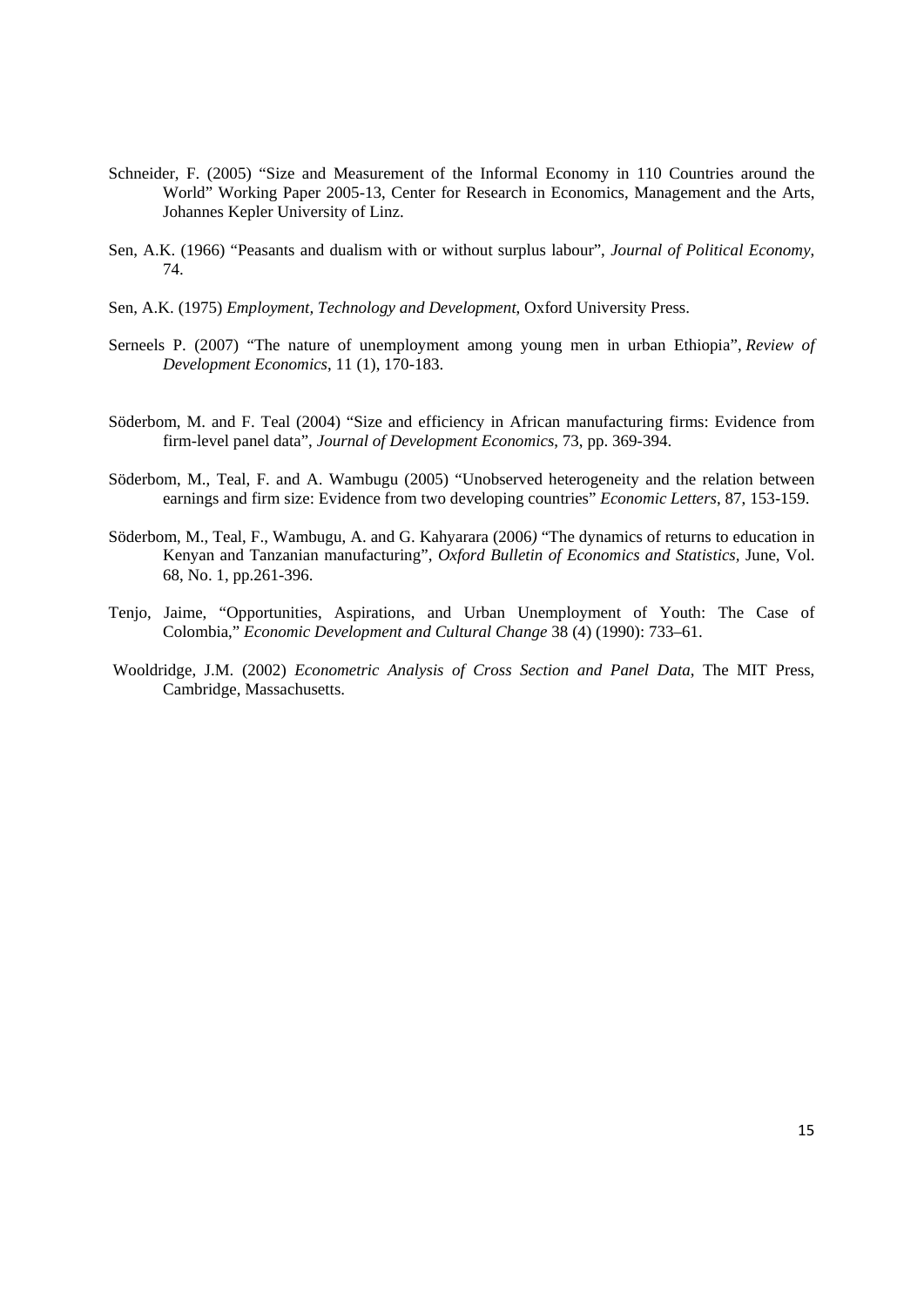Schneider, F. (2005) "Size and Measurement of the Informal Economy in 110 Countries around the World" Working Paper 2005-13, Center for Research in Economics, Management and the Arts, Johannes Kepler University of Linz.

Sen, A.K. (1966) "Peasants and dualism with or without surplus labour", *Journal of Political Economy,* 74.

Sen, A.K. (1975) *Employment, Technology and Development*, Oxford University Press.

Serneels P. (2007) "The nature of unemployment among young men in urban Ethiopia", *Review of Development Economics*, 11 (1), 170-183.

Söderbom, M. and F. Teal (2004) "Size and efficiency in African manufacturing firms: Evidence from firm-level panel data", *Journal of Development Economics*, 73, pp. 369-394.

Söderbom, M., Teal, F. and A. Wambugu (2005) "Unobserved heterogeneity and the relation between earnings and firm size: Evidence from two developing countries" *Economic Letters*, 87, 153-159.

Söderbom, M., Teal, F., Wambugu, A. and G. Kahyarara (2006*)* "The dynamics of returns to education in Kenyan and Tanzanian manufacturing", *Oxford Bulletin of Economics and Statistics,* June, Vol. 68, No. 1, pp.261-396.

Tenjo, Jaime, "Opportunities, Aspirations, and Urban Unemployment of Youth: The Case of Colombia," *Economic Development and Cultural Change* 38 (4) (1990): 733–61.

Wooldridge, J.M. (2002) *Econometric Analysis of Cross Section and Panel Data*, The MIT Press, Cambridge, Massachusetts.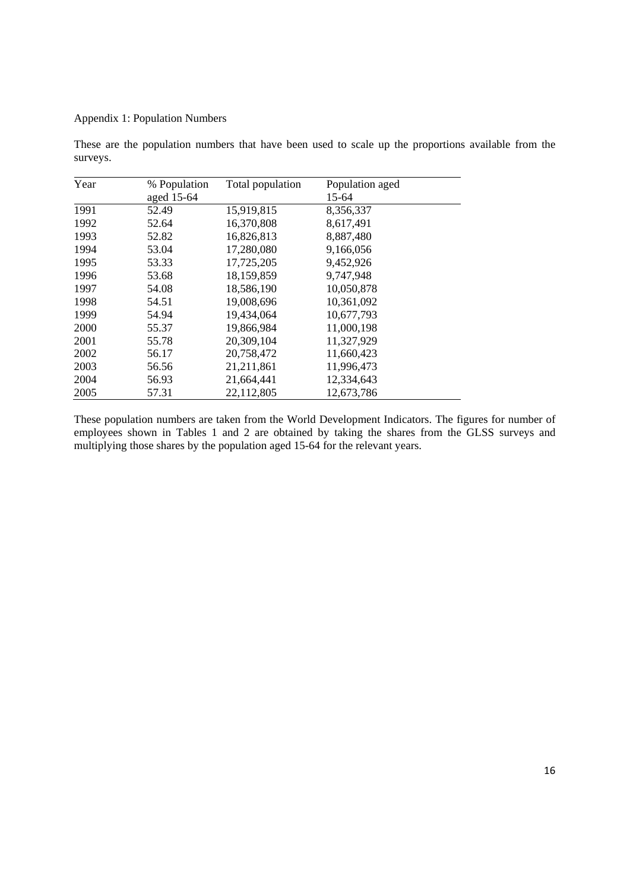Appendix 1: Population Numbers

These are the population numbers that have been used to scale up the proportions available from the surveys.

| Year | % Population aged 15-64 | Total population | Population aged 15-64 |
|---|---|---|---|
| 1991 | 52.49 | 15,919,815 | 8,356,337 |
| 1992 | 52.64 | 16,370,808 | 8,617,491 |
| 1993 | 52.82 | 16,826,813 | 8,887,480 |
| 1994 | 53.04 | 17,280,080 | 9,166,056 |
| 1995 | 53.33 | 17,725,205 | 9,452,926 |
| 1996 | 53.68 | 18,159,859 | 9,747,948 |
| 1997 | 54.08 | 18,586,190 | 10,050,878 |
| 1998 | 54.51 | 19,008,696 | 10,361,092 |
| 1999 | 54.94 | 19,434,064 | 10,677,793 |
| 2000 | 55.37 | 19,866,984 | 11,000,198 |
| 2001 | 55.78 | 20,309,104 | 11,327,929 |
| 2002 | 56.17 | 20,758,472 | 11,660,423 |
| 2003 | 56.56 | 21,211,861 | 11,996,473 |
| 2004 | 56.93 | 21,664,441 | 12,334,643 |
| 2005 | 57.31 | 22,112,805 | 12,673,786 |

These population numbers are taken from the World Development Indicators. The figures for number of employees shown in Tables 1 and 2 are obtained by taking the shares from the GLSS surveys and multiplying those shares by the population aged 15-64 for the relevant years.